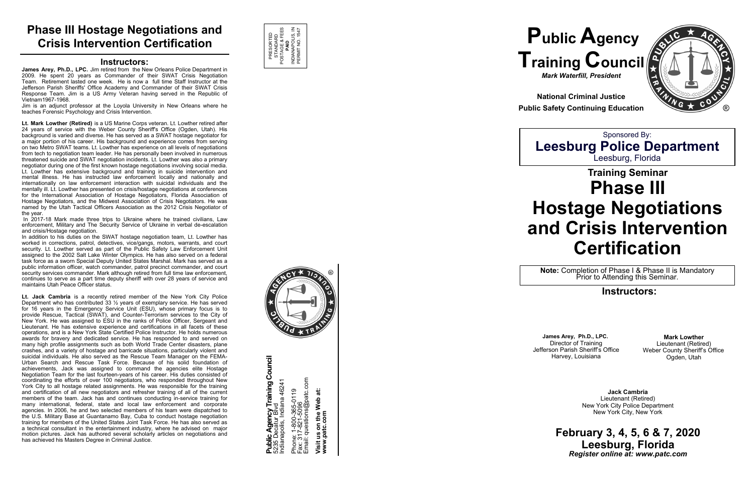# Phase III Hostage Negotiations and Crisis Intervention Certification

## Instructors:

**James Arey, Ph.D., LPC.** Jim retired from the New Orleans Police Department in 2009. He spent 20 years as Commander of their SWAT Crisis Negotiation Team. Retirement lasted one week. He is now a full time Staff Instructor at the Jefferson Parish Sheriffs' Office Academy and Commander of their SWAT Crisis Response Team. Jim is a US Army Veteran having served in the Republic of Vietnam1967-1968.

Jim is an adjunct professor at the Loyola University in New Orleans where he teaches Forensic Psychology and Crisis Intervention.

**Lt. Mark Lowther (Retired)** is a US Marine Corps veteran. Lt. Lowther retired after 24 years of service with the Weber County Sheriff's Office (Ogden, Utah). His background is varied and diverse. He has served as a SWAT hostage negotiator for a major portion of his career. His background and experience comes from serving on two Metro SWAT teams. Lt. Lowther has experience on all levels of negotiations from tech to negotiation team leader. He has personally been involved in numerous threatened suicide and SWAT negotiation incidents. Lt. Lowther was also a primary negotiator during one of the first known hostage negotiations involving social media. Lt. Lowther has extensive background and training in suicide intervention and mental illness. He has instructed law enforcement locally and nationally and internationally on law enforcement interaction with suicidal individuals and the mentally ill. Lt. Lowther has presented on crisis/hostage negotiations at conferences for the International Association of Hostage Negotiators, Florida Association of Hostage Negotiators, and the Midwest Association of Crisis Negotiators. He was named by the Utah Tactical Officers Association as the 2012 Crisis Negotiator of the year.

In 2017-18 Mark made three trips to Ukraine where he trained civilians, Law enforcement, Military and The Security Service of Ukraine in verbal de-escalation and crisis/Hostage negotiation.

In addition to his duties on the SWAT hostage negotiation team, Lt. Lowther has worked in corrections, patrol, detectives, vice/gangs, motors, warrants, and court security. Lt. Lowther served as part of the Public Safety Law Enforcement Unit assigned to the 2002 Salt Lake Winter Olympics. He has also served on a federal task force as a sworn Special Deputy United States Marshal. Mark has served as a public information officer, watch commander, patrol precinct commander, and court security services commander. Mark although retired from full time law enforcement, continues to serve as a part time deputy sheriff with over 28 years of service and maintains Utah Peace Officer status.

**Lt. Jack Cambria** is a recently retired member of the New York City Police Department who has contributed 33 ½ years of exemplary service. He has served for 16 years in the Emergency Service Unit (ESU), whose primary focus is to provide Rescue, Tactical (SWAT), and Counter-Terrorism services to the City of New York. He was assigned to ESU in the ranks of Police Officer, Sergeant and Lieutenant. He has extensive experience and certifications in all facets of these operations, and is a New York State Certified Police Instructor. He holds numerous awards for bravery and dedicated service. He has responded to and served on many high profile assignments such as both World Trade Center disasters, plane crashes, and a variety of hostage and barricade situations, particularly violent and suicidal individuals. He also served as the Rescue Team Manager on the FEMA-Urban Search and Rescue Task Force. Because of his solid foundation of achievements, Jack was assigned to command the agencies elite Hostage Negotiation Team for the last fourteen-years of his career. His duties consisted of coordinating the efforts of over 100 negotiators, who responded throughout New York City to all hostage related assignments. He was responsible for the training and certification of all new negotiators and refresher training of all of the current members of the team. Jack has and continues conducting in-service training for many international, federal, state and local law enforcement and corporate agencies. In 2006, he and two selected members of his team were dispatched to the U.S. Military Base at Guantanamo Bay, Cuba to conduct hostage negotiation training for members of the United States Joint Task Force. He has also served as a technical consultant in the entertainment industry, where he advised on major motion pictures. Jack has authored several scholarly articles on negotiations and has achieved his Masters Degree in Criminal Justice.

PRESORTED STANDARD POSTAGE & FEES **PAID** INDIANAPOLIS, IN PERMIT NO. 1547

**Public Agency Training Council**
5235 Decatur Blvd
Indianapolis, Indiana 46241

Phone: 1-800-365-0119
Fax: 317-821-5096
Email: questions@patc.com

**Visit us on the Web at:**
**www.patc.com**

# Public Agency Training Council

***Mark Waterfill, President***

**National Criminal Justice**
**Public Safety Continuing Education**

Sponsored By:
**Leesburg Police Department**
Leesburg, Florida

## Training Seminar

# Phase III Hostage Negotiations and Crisis Intervention Certification

**Note:** Completion of Phase I & Phase II is Mandatory Prior to Attending this Seminar.

## Instructors:

**James Arey, Ph.D., LPC.**
Director of Training
Jefferson Parish Sheriff's Office
Harvey, Louisiana

**Mark Lowther**
Lieutenant (Retired)
Weber County Sheriff's Office
Ogden, Utah

**Jack Cambria**
Lieutenant (Retired)
New York City Police Department
New York City, New York

## February 3, 4, 5, 6 & 7, 2020
## Leesburg, Florida

***Register online at: www.patc.com***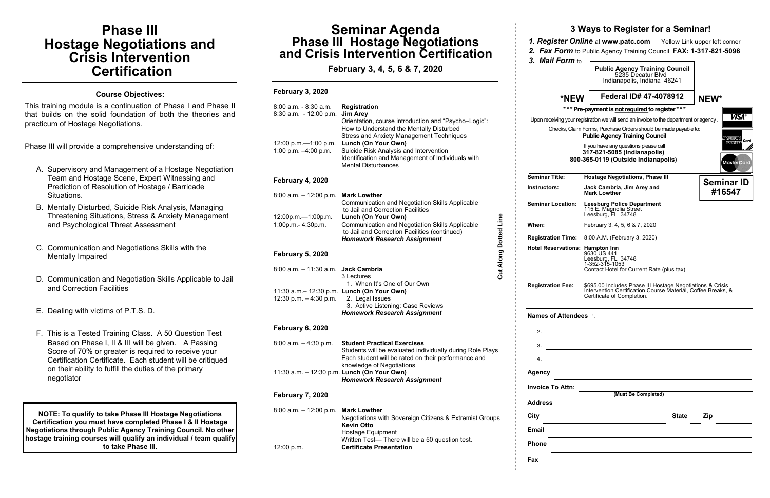# Phase III Hostage Negotiations and Crisis Intervention Certification

### Course Objectives:

This training module is a continuation of Phase I and Phase II that builds on the solid foundation of both the theories and practicum of Hostage Negotiations.

Phase III will provide a comprehensive understanding of:

A. Supervisory and Management of a Hostage Negotiation Team and Hostage Scene, Expert Witnessing and Prediction of Resolution of Hostage / Barricade Situations.

B. Mentally Disturbed, Suicide Risk Analysis, Managing Threatening Situations, Stress & Anxiety Management and Psychological Threat Assessment

C. Communication and Negotiations Skills with the Mentally Impaired

D. Communication and Negotiation Skills Applicable to Jail and Correction Facilities

E. Dealing with victims of P.T.S. D.

F. This is a Tested Training Class. A 50 Question Test Based on Phase I, II & III will be given. A Passing Score of 70% or greater is required to receive your Certification Certificate. Each student will be critiqued on their ability to fulfill the duties of the primary negotiator

**NOTE: To qualify to take Phase III Hostage Negotiations Certification you must have completed Phase I & II Hostage Negotiations through Public Agency Training Council. No other hostage training courses will qualify an individual / team qualify to take Phase III.**

# Seminar Agenda
## Phase III Hostage Negotiations and Crisis Intervention Certification

**February 3, 4, 5, 6 & 7, 2020**

**February 3, 2020**

| | |
|---|---|
| 8:00 a.m. - 8:30 a.m. | **Registration** |
| 8:30 a.m. - 12:00 p.m. | **Jim Arey**<br>Orientation, course introduction and "Psycho–Logic":<br>How to Understand the Mentally Disturbed<br>Stress and Anxiety Management Techniques |
| 12:00 p.m.—1:00 p.m. | **Lunch (On Your Own)** |
| 1:00 p.m. –4:00 p.m. | Suicide Risk Analysis and Intervention<br>Identification and Management of Individuals with Mental Disturbances |

**February 4, 2020**

| | |
|---|---|
| 8:00 a.m. – 12:00 p.m. | **Mark Lowther**<br>Communication and Negotiation Skills Applicable to Jail and Correction Facilities |
| 12:00p.m.—1:00p.m. | **Lunch (On Your Own)** |
| 1:00p.m.- 4:30p.m. | Communication and Negotiation Skills Applicable to Jail and Correction Facilities (continued)<br>***Homework Research Assignment*** |

**February 5, 2020**

| | |
|---|---|
| 8:00 a.m. – 11:30 a.m. | **Jack Cambria**<br>3 Lectures<br>1. When It's One of Our Own |
| 11:30 a.m.– 12:30 p.m. | **Lunch (On Your Own)** |
| 12:30 p.m. – 4:30 p.m. | 2. Legal Issues<br>3. Active Listening: Case Reviews<br>***Homework Research Assignment*** |

**February 6, 2020**

| | |
|---|---|
| 8:00 a.m. – 4:30 p.m. | **Student Practical Exercises**<br>Students will be evaluated individually during Role Plays<br>Each student will be rated on their performance and knowledge of Negotiations |
| 11:30 a.m. – 12:30 p.m. | **Lunch (On Your Own)**<br>***Homework Research Assignment*** |

**February 7, 2020**

| | |
|---|---|
| 8:00 a.m. – 12:00 p.m. | **Mark Lowther**<br>Negotiations with Sovereign Citizens & Extremist Groups<br>**Kevin Otto**<br>Hostage Equipment<br>Written Test— There will be a 50 question test. |
| 12:00 p.m. | **Certificate Presentation** |

Cut Along Dotted Line

## 3 Ways to Register for a Seminar!

1. ***Register Online*** at **www.patc.com** — Yellow Link upper left corner
2. ***Fax Form*** to Public Agency Training Council **FAX: 1-317-821-5096**
3. ***Mail Form*** to

**Public Agency Training Council**
5235 Decatur Blvd
Indianapolis, Indiana 46241

**\*NEW** **Federal ID# 47-4078912** **NEW\***

**\*\*\*Pre-payment is not required to register\*\*\***

Upon receiving your registration we will send an invoice to the department or agency.

Checks, Claim Forms, Purchase Orders should be made payable to:
**Public Agency Training Council**

If you have any questions please call
**317-821-5085 (Indianapolis)**
**800-365-0119 (Outside Indianapolis)**

**Seminar ID #16547**

| | |
|---|---|
| **Seminar Title:** | **Hostage Negotiations, Phase III** |
| **Instructors:** | **Jack Cambria, Jim Arey and Mark Lowther** |
| **Seminar Location:** | **Leesburg Police Department**<br>115 E. Magnolia Street<br>Leesburg, FL 34748 |
| **When:** | February 3, 4, 5, 6 & 7, 2020 |
| **Registration Time:** | 8:00 A.M. (February 3, 2020) |
| **Hotel Reservations:** | **Hampton Inn**<br>9630 US 441<br>Leesburg, FL 34748<br>1-352-315-1053<br>Contact Hotel for Current Rate (plus tax) |
| **Registration Fee:** | $695.00 Includes Phase III Hostage Negotiations & Crisis Intervention Certification Course Material, Coffee Breaks, & Certificate of Completion. |

**Names of Attendees** 1. ______________________

2. ______________________

3. ______________________

4. ______________________

**Agency** ______________________

**Invoice To Attn:** ______________________
(Must Be Completed)

**Address** ______________________

**City** ______________ **State** ____ **Zip** ______

**Email** ______________________

**Phone** ______________________

**Fax** ______________________